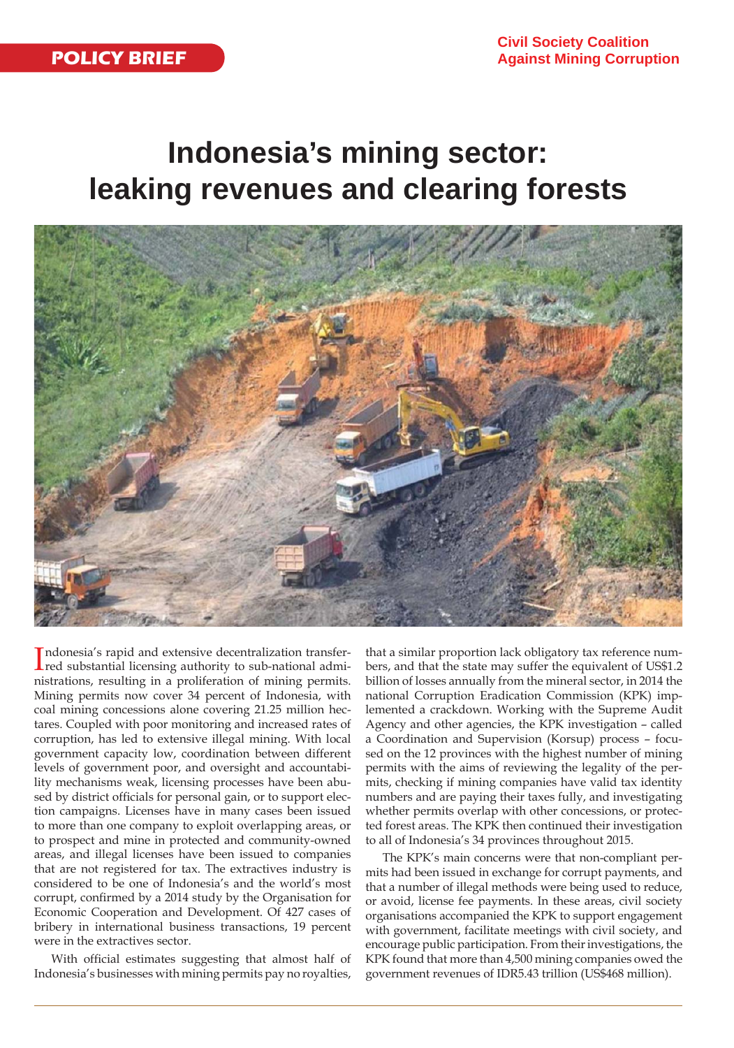POLICY BRIEF

Civil Society Coalition Against Mining Corruption

# Indonesia's mining sector: leaking revenues and clearing forests

Indonesia's rapid and extensive decentralization transferred substantial licensing authority to sub-national administrations, resulting in a proliferation of mining permits. Mining permits now cover 34 percent of Indonesia, with coal mining concessions alone covering 21.25 million hectares. Coupled with poor monitoring and increased rates of corruption, has led to extensive illegal mining. With local government capacity low, coordination between different levels of government poor, and oversight and accountability mechanisms weak, licensing processes have been abused by district officials for personal gain, or to support election campaigns. Licenses have in many cases been issued to more than one company to exploit overlapping areas, or to prospect and mine in protected and community-owned areas, and illegal licenses have been issued to companies that are not registered for tax. The extractives industry is considered to be one of Indonesia's and the world's most corrupt, confirmed by a 2014 study by the Organisation for Economic Cooperation and Development. Of 427 cases of bribery in international business transactions, 19 percent were in the extractives sector.

With official estimates suggesting that almost half of Indonesia's businesses with mining permits pay no royalties, that a similar proportion lack obligatory tax reference numbers, and that the state may suffer the equivalent of US$1.2 billion of losses annually from the mineral sector, in 2014 the national Corruption Eradication Commission (KPK) implemented a crackdown. Working with the Supreme Audit Agency and other agencies, the KPK investigation – called a Coordination and Supervision (Korsup) process – focused on the 12 provinces with the highest number of mining permits with the aims of reviewing the legality of the permits, checking if mining companies have valid tax identity numbers and are paying their taxes fully, and investigating whether permits overlap with other concessions, or protected forest areas. The KPK then continued their investigation to all of Indonesia's 34 provinces throughout 2015.

The KPK's main concerns were that non-compliant permits had been issued in exchange for corrupt payments, and that a number of illegal methods were being used to reduce, or avoid, license fee payments. In these areas, civil society organisations accompanied the KPK to support engagement with government, facilitate meetings with civil society, and encourage public participation. From their investigations, the KPK found that more than 4,500 mining companies owed the government revenues of IDR5.43 trillion (US$468 million).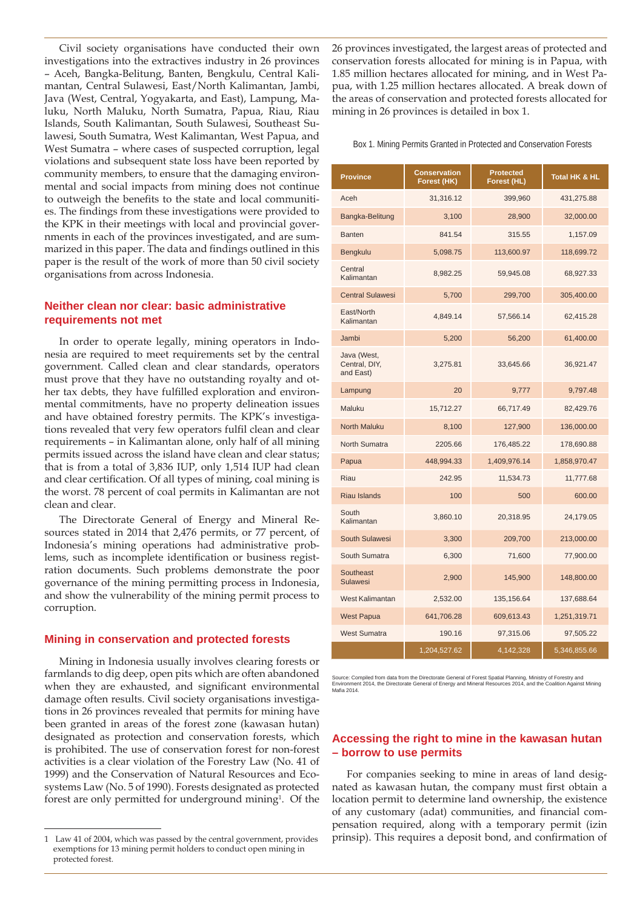Civil society organisations have conducted their own investigations into the extractives industry in 26 provinces – Aceh, Bangka-Belitung, Banten, Bengkulu, Central Kalimantan, Central Sulawesi, East/North Kalimantan, Jambi, Java (West, Central, Yogyakarta, and East), Lampung, Maluku, North Maluku, North Sumatra, Papua, Riau, Riau Islands, South Kalimantan, South Sulawesi, Southeast Sulawesi, South Sumatra, West Kalimantan, West Papua, and West Sumatra – where cases of suspected corruption, legal violations and subsequent state loss have been reported by community members, to ensure that the damaging environmental and social impacts from mining does not continue to outweigh the benefits to the state and local communities. The findings from these investigations were provided to the KPK in their meetings with local and provincial governments in each of the provinces investigated, and are summarized in this paper. The data and findings outlined in this paper is the result of the work of more than 50 civil society organisations from across Indonesia.

## Neither clean nor clear: basic administrative requirements not met

In order to operate legally, mining operators in Indonesia are required to meet requirements set by the central government. Called clean and clear standards, operators must prove that they have no outstanding royalty and other tax debts, they have fulfilled exploration and environmental commitments, have no property delineation issues and have obtained forestry permits. The KPK's investigations revealed that very few operators fulfil clean and clear requirements – in Kalimantan alone, only half of all mining permits issued across the island have clean and clear status; that is from a total of 3,836 IUP, only 1,514 IUP had clean and clear certification. Of all types of mining, coal mining is the worst. 78 percent of coal permits in Kalimantan are not clean and clear.

The Directorate General of Energy and Mineral Resources stated in 2014 that 2,476 permits, or 77 percent, of Indonesia's mining operations had administrative problems, such as incomplete identification or business registration documents. Such problems demonstrate the poor governance of the mining permitting process in Indonesia, and show the vulnerability of the mining permit process to corruption.

## Mining in conservation and protected forests

Mining in Indonesia usually involves clearing forests or farmlands to dig deep, open pits which are often abandoned when they are exhausted, and significant environmental damage often results. Civil society organisations investigations in 26 provinces revealed that permits for mining have been granted in areas of the forest zone (kawasan hutan) designated as protection and conservation forests, which is prohibited. The use of conservation forest for non-forest activities is a clear violation of the Forestry Law (No. 41 of 1999) and the Conservation of Natural Resources and Ecosystems Law (No. 5 of 1990). Forests designated as protected forest are only permitted for underground mining[1]. Of the 26 provinces investigated, the largest areas of protected and conservation forests allocated for mining is in Papua, with 1.85 million hectares allocated for mining, and in West Papua, with 1.25 million hectares allocated. A break down of the areas of conservation and protected forests allocated for mining in 26 provinces is detailed in box 1.

Box 1. Mining Permits Granted in Protected and Conservation Forests

| Province | Conservation Forest (HK) | Protected Forest (HL) | Total HK & HL |
|---|---|---|---|
| Aceh | 31,316.12 | 399,960 | 431,275.88 |
| Bangka-Belitung | 3,100 | 28,900 | 32,000.00 |
| Banten | 841.54 | 315.55 | 1,157.09 |
| Bengkulu | 5,098.75 | 113,600.97 | 118,699.72 |
| Central Kalimantan | 8,982.25 | 59,945.08 | 68,927.33 |
| Central Sulawesi | 5,700 | 299,700 | 305,400.00 |
| East/North Kalimantan | 4,849.14 | 57,566.14 | 62,415.28 |
| Jambi | 5,200 | 56,200 | 61,400.00 |
| Java (West, Central, DIY, and East) | 3,275.81 | 33,645.66 | 36,921.47 |
| Lampung | 20 | 9,777 | 9,797.48 |
| Maluku | 15,712.27 | 66,717.49 | 82,429.76 |
| North Maluku | 8,100 | 127,900 | 136,000.00 |
| North Sumatra | 2205.66 | 176,485.22 | 178,690.88 |
| Papua | 448,994.33 | 1,409,976.14 | 1,858,970.47 |
| Riau | 242.95 | 11,534.73 | 11,777.68 |
| Riau Islands | 100 | 500 | 600.00 |
| South Kalimantan | 3,860.10 | 20,318.95 | 24,179.05 |
| South Sulawesi | 3,300 | 209,700 | 213,000.00 |
| South Sumatra | 6,300 | 71,600 | 77,900.00 |
| Southeast Sulawesi | 2,900 | 145,900 | 148,800.00 |
| West Kalimantan | 2,532.00 | 135,156.64 | 137,688.64 |
| West Papua | 641,706.28 | 609,613.43 | 1,251,319.71 |
| West Sumatra | 190.16 | 97,315.06 | 97,505.22 |
| | 1,204,527.62 | 4,142,328 | 5,346,855.66 |

Source: Compiled from data from the Directorate General of Forest Spatial Planning, Ministry of Forestry and Environment 2014, the Directorate General of Energy and Mineral Resources 2014, and the Coalition Against Mining Mafia 2014.

## Accessing the right to mine in the kawasan hutan – borrow to use permits

For companies seeking to mine in areas of land designated as kawasan hutan, the company must first obtain a location permit to determine land ownership, the existence of any customary (adat) communities, and financial compensation required, along with a temporary permit (izin prinsip). This requires a deposit bond, and confirmation of

---

1 Law 41 of 2004, which was passed by the central government, provides exemptions for 13 mining permit holders to conduct open mining in protected forest.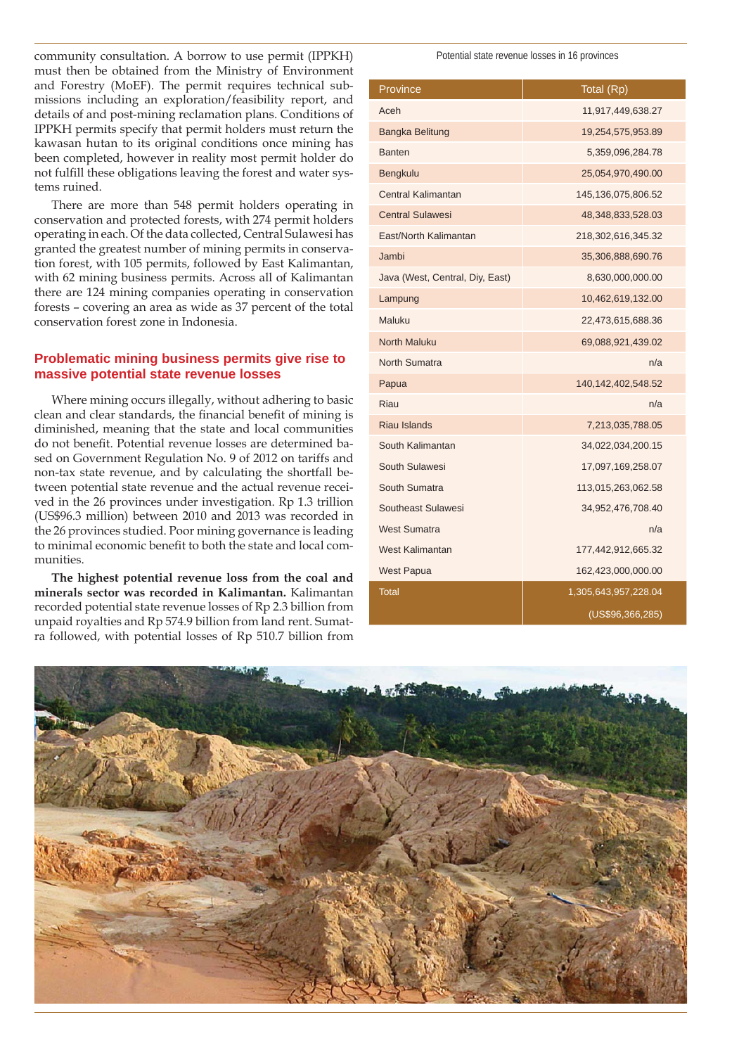community consultation. A borrow to use permit (IPPKH) must then be obtained from the Ministry of Environment and Forestry (MoEF). The permit requires technical submissions including an exploration/feasibility report, and details of and post-mining reclamation plans. Conditions of IPPKH permits specify that permit holders must return the kawasan hutan to its original conditions once mining has been completed, however in reality most permit holder do not fulfill these obligations leaving the forest and water systems ruined.

There are more than 548 permit holders operating in conservation and protected forests, with 274 permit holders operating in each. Of the data collected, Central Sulawesi has granted the greatest number of mining permits in conservation forest, with 105 permits, followed by East Kalimantan, with 62 mining business permits. Across all of Kalimantan there are 124 mining companies operating in conservation forests – covering an area as wide as 37 percent of the total conservation forest zone in Indonesia.

## Problematic mining business permits give rise to massive potential state revenue losses

Where mining occurs illegally, without adhering to basic clean and clear standards, the financial benefit of mining is diminished, meaning that the state and local communities do not benefit. Potential revenue losses are determined based on Government Regulation No. 9 of 2012 on tariffs and non-tax state revenue, and by calculating the shortfall between potential state revenue and the actual revenue received in the 26 provinces under investigation. Rp 1.3 trillion (US$96.3 million) between 2010 and 2013 was recorded in the 26 provinces studied. Poor mining governance is leading to minimal economic benefit to both the state and local communities.

**The highest potential revenue loss from the coal and minerals sector was recorded in Kalimantan.** Kalimantan recorded potential state revenue losses of Rp 2.3 billion from unpaid royalties and Rp 574.9 billion from land rent. Sumatra followed, with potential losses of Rp 510.7 billion from

Potential state revenue losses in 16 provinces

| Province | Total (Rp) |
|---|---|
| Aceh | 11,917,449,638.27 |
| Bangka Belitung | 19,254,575,953.89 |
| Banten | 5,359,096,284.78 |
| Bengkulu | 25,054,970,490.00 |
| Central Kalimantan | 145,136,075,806.52 |
| Central Sulawesi | 48,348,833,528.03 |
| East/North Kalimantan | 218,302,616,345.32 |
| Jambi | 35,306,888,690.76 |
| Java (West, Central, Diy, East) | 8,630,000,000.00 |
| Lampung | 10,462,619,132.00 |
| Maluku | 22,473,615,688.36 |
| North Maluku | 69,088,921,439.02 |
| North Sumatra | n/a |
| Papua | 140,142,402,548.52 |
| Riau | n/a |
| Riau Islands | 7,213,035,788.05 |
| South Kalimantan | 34,022,034,200.15 |
| South Sulawesi | 17,097,169,258.07 |
| South Sumatra | 113,015,263,062.58 |
| Southeast Sulawesi | 34,952,476,708.40 |
| West Sumatra | n/a |
| West Kalimantan | 177,442,912,665.32 |
| West Papua | 162,423,000,000.00 |
| Total | 1,305,643,957,228.04 (US$96,366,285) |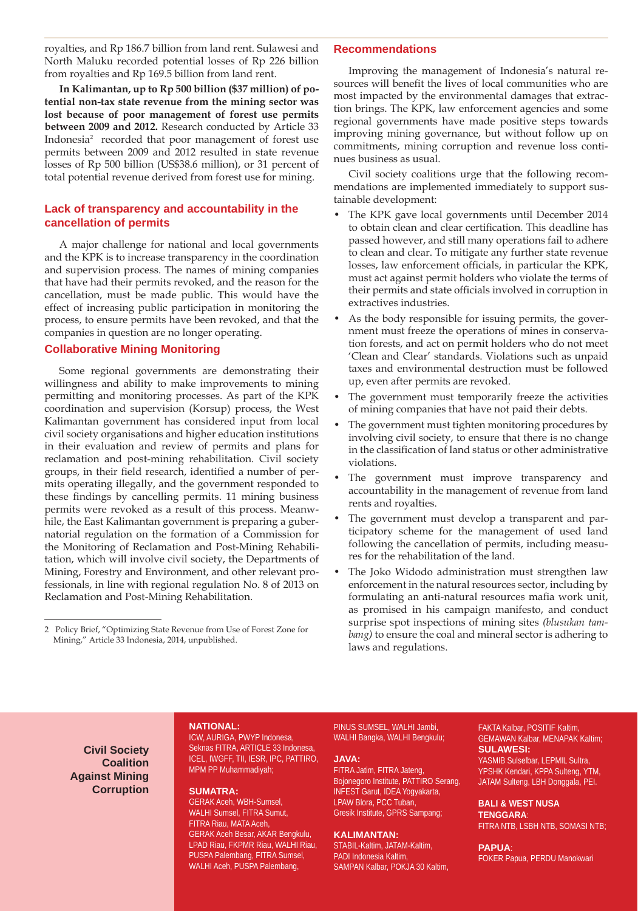royalties, and Rp 186.7 billion from land rent. Sulawesi and North Maluku recorded potential losses of Rp 226 billion from royalties and Rp 169.5 billion from land rent.

**In Kalimantan, up to Rp 500 billion ($37 million) of potential non-tax state revenue from the mining sector was lost because of poor management of forest use permits between 2009 and 2012.** Research conducted by Article 33 Indonesia[2] recorded that poor management of forest use permits between 2009 and 2012 resulted in state revenue losses of Rp 500 billion (US$38.6 million), or 31 percent of total potential revenue derived from forest use for mining.

## Lack of transparency and accountability in the cancellation of permits

A major challenge for national and local governments and the KPK is to increase transparency in the coordination and supervision process. The names of mining companies that have had their permits revoked, and the reason for the cancellation, must be made public. This would have the effect of increasing public participation in monitoring the process, to ensure permits have been revoked, and that the companies in question are no longer operating.

## Collaborative Mining Monitoring

Some regional governments are demonstrating their willingness and ability to make improvements to mining permitting and monitoring processes. As part of the KPK coordination and supervision (Korsup) process, the West Kalimantan government has considered input from local civil society organisations and higher education institutions in their evaluation and review of permits and plans for reclamation and post-mining rehabilitation. Civil society groups, in their field research, identified a number of permits operating illegally, and the government responded to these findings by cancelling permits. 11 mining business permits were revoked as a result of this process. Meanwhile, the East Kalimantan government is preparing a gubernatorial regulation on the formation of a Commission for the Monitoring of Reclamation and Post-Mining Rehabilitation, which will involve civil society, the Departments of Mining, Forestry and Environment, and other relevant professionals, in line with regional regulation No. 8 of 2013 on Reclamation and Post-Mining Rehabilitation.

2 Policy Brief, "Optimizing State Revenue from Use of Forest Zone for Mining," Article 33 Indonesia, 2014, unpublished.

## Recommendations

Improving the management of Indonesia's natural resources will benefit the lives of local communities who are most impacted by the environmental damages that extraction brings. The KPK, law enforcement agencies and some regional governments have made positive steps towards improving mining governance, but without follow up on commitments, mining corruption and revenue loss continues business as usual.

Civil society coalitions urge that the following recommendations are implemented immediately to support sustainable development:

- The KPK gave local governments until December 2014 to obtain clean and clear certification. This deadline has passed however, and still many operations fail to adhere to clean and clear. To mitigate any further state revenue losses, law enforcement officials, in particular the KPK, must act against permit holders who violate the terms of their permits and state officials involved in corruption in extractives industries.
- As the body responsible for issuing permits, the government must freeze the operations of mines in conservation forests, and act on permit holders who do not meet 'Clean and Clear' standards. Violations such as unpaid taxes and environmental destruction must be followed up, even after permits are revoked.
- The government must temporarily freeze the activities of mining companies that have not paid their debts.
- The government must tighten monitoring procedures by involving civil society, to ensure that there is no change in the classification of land status or other administrative violations.
- The government must improve transparency and accountability in the management of revenue from land rents and royalties.
- The government must develop a transparent and participatory scheme for the management of used land following the cancellation of permits, including measures for the rehabilitation of the land.
- The Joko Widodo administration must strengthen law enforcement in the natural resources sector, including by formulating an anti-natural resources mafia work unit, as promised in his campaign manifesto, and conduct surprise spot inspections of mining sites *(blusukan tambang)* to ensure the coal and mineral sector is adhering to laws and regulations.

**Civil Society Coalition Against Mining Corruption**

**NATIONAL:** ICW, AURIGA, PWYP Indonesia, Seknas FITRA, ARTICLE 33 Indonesia, ICEL, IWGFF, TII, IESR, IPC, PATTIRO, MPM PP Muhammadiyah;

**SUMATRA:** GERAK Aceh, WBH-Sumsel, WALHI Sumsel, FITRA Sumut, FITRA Riau, MATA Aceh, GERAK Aceh Besar, AKAR Bengkulu, LPAD Riau, FKPMR Riau, WALHI Riau, PUSPA Palembang, FITRA Sumsel, WALHI Aceh, PUSPA Palembang, PINUS SUMSEL, WALHI Jambi, WALHI Bangka, WALHI Bengkulu;

**JAVA:** FITRA Jatim, FITRA Jateng, Bojonegoro Institute, PATTIRO Serang, INFEST Garut, IDEA Yogyakarta, LPAW Blora, PCC Tuban, Gresik Institute, GPRS Sampang;

**KALIMANTAN:** STABIL-Kaltim, JATAM-Kaltim, PADI Indonesia Kaltim, SAMPAN Kalbar, POKJA 30 Kaltim, FAKTA Kalbar, POSITIF Kaltim, GEMAWAN Kalbar, MENAPAK Kaltim;

**SULAWESI:** YASMIB Sulselbar, LEPMIL Sultra, YPSHK Kendari, KPPA Sulteng, YTM, JATAM Sulteng, LBH Donggala, PEI.

**BALI & WEST NUSA TENGGARA**: FITRA NTB, LSBH NTB, SOMASI NTB;

**PAPUA**: FOKER Papua, PERDU Manokwari